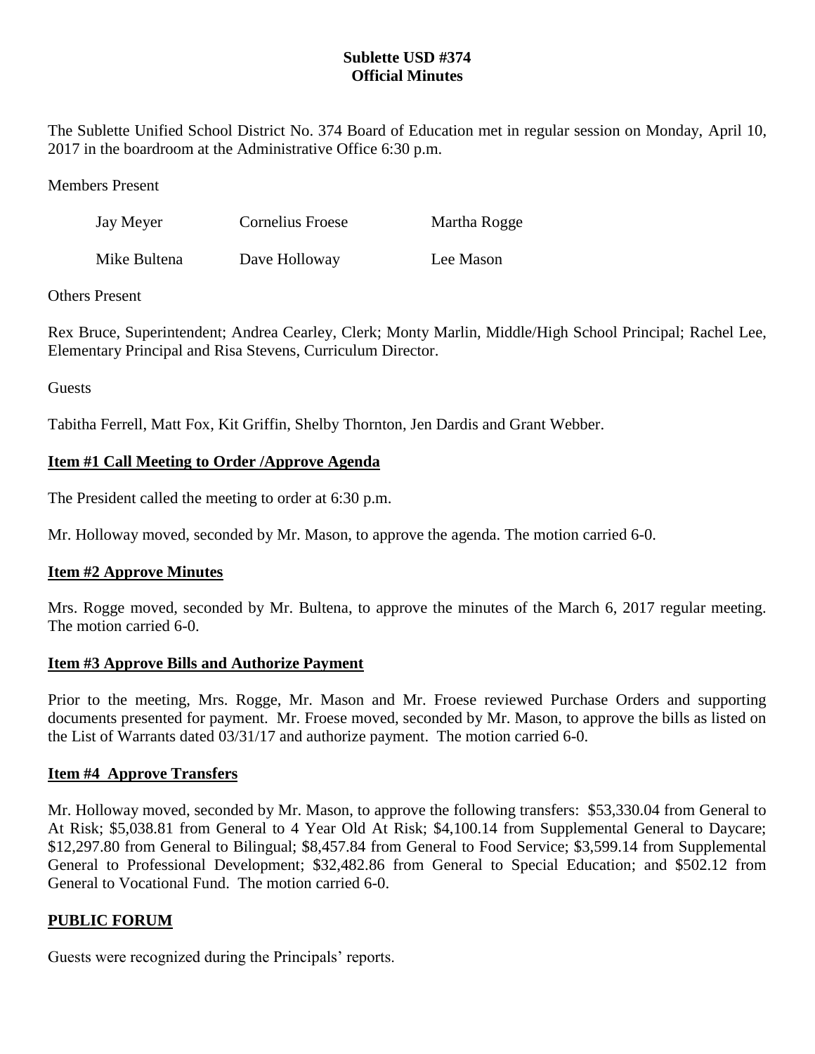**Sublette USD #374**
**Official Minutes**

The Sublette Unified School District No. 374 Board of Education met in regular session on Monday, April 10, 2017 in the boardroom at the Administrative Office 6:30 p.m.

Members Present

| | | |
|---|---|---|
| Jay Meyer | Cornelius Froese | Martha Rogge |
| Mike Bultena | Dave Holloway | Lee Mason |

Others Present

Rex Bruce, Superintendent; Andrea Cearley, Clerk; Monty Marlin, Middle/High School Principal; Rachel Lee, Elementary Principal and Risa Stevens, Curriculum Director.

Guests

Tabitha Ferrell, Matt Fox, Kit Griffin, Shelby Thornton, Jen Dardis and Grant Webber.

## **Item #1 Call Meeting to Order /Approve Agenda**

The President called the meeting to order at 6:30 p.m.

Mr. Holloway moved, seconded by Mr. Mason, to approve the agenda. The motion carried 6-0.

## **Item #2 Approve Minutes**

Mrs. Rogge moved, seconded by Mr. Bultena, to approve the minutes of the March 6, 2017 regular meeting. The motion carried 6-0.

## **Item #3 Approve Bills and Authorize Payment**

Prior to the meeting, Mrs. Rogge, Mr. Mason and Mr. Froese reviewed Purchase Orders and supporting documents presented for payment. Mr. Froese moved, seconded by Mr. Mason, to approve the bills as listed on the List of Warrants dated 03/31/17 and authorize payment. The motion carried 6-0.

## **Item #4 Approve Transfers**

Mr. Holloway moved, seconded by Mr. Mason, to approve the following transfers: $53,330.04 from General to At Risk; $5,038.81 from General to 4 Year Old At Risk; $4,100.14 from Supplemental General to Daycare; $12,297.80 from General to Bilingual; $8,457.84 from General to Food Service; $3,599.14 from Supplemental General to Professional Development; $32,482.86 from General to Special Education; and $502.12 from General to Vocational Fund. The motion carried 6-0.

## **PUBLIC FORUM**

Guests were recognized during the Principals' reports.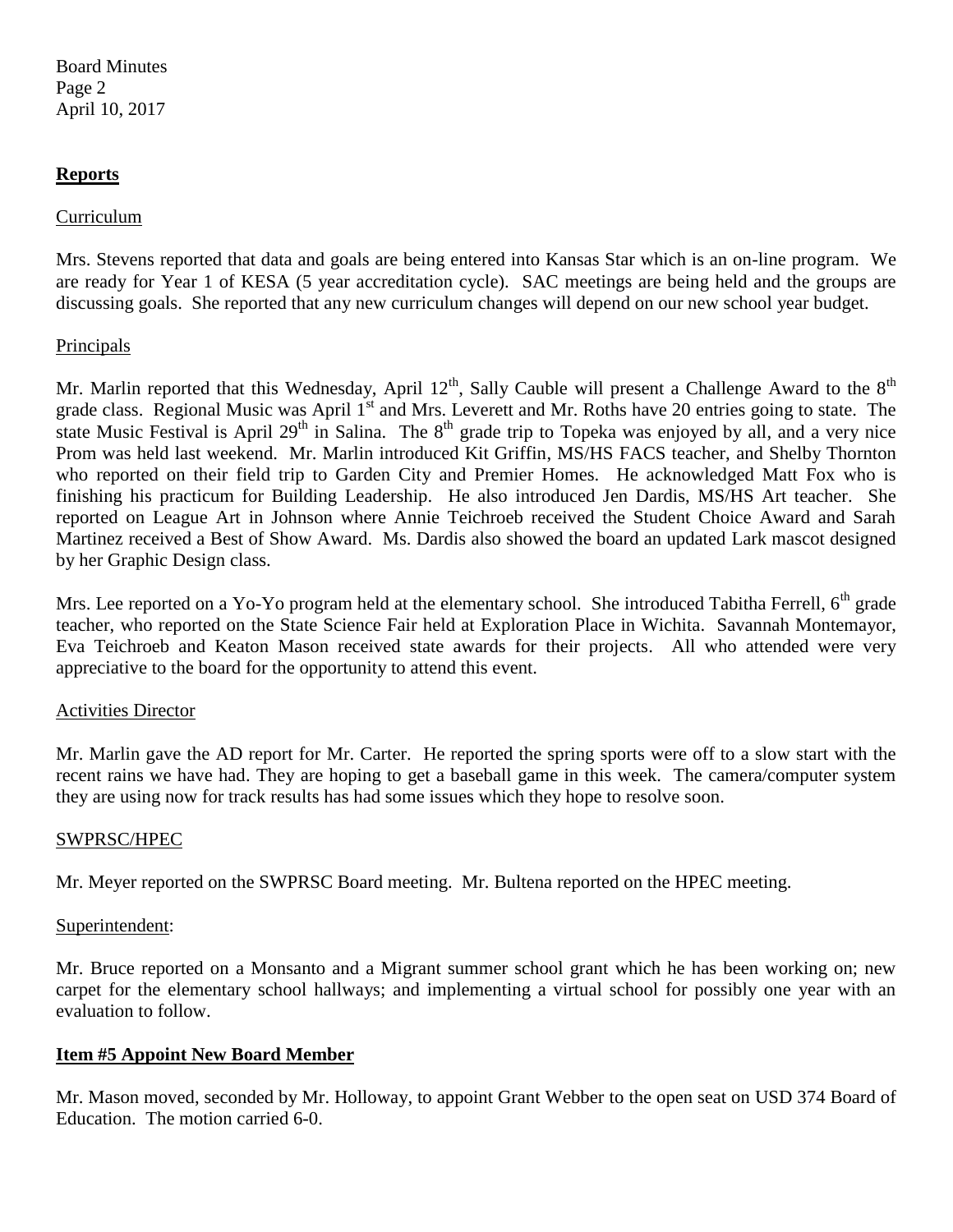## Reports

### Curriculum

Mrs. Stevens reported that data and goals are being entered into Kansas Star which is an on-line program. We are ready for Year 1 of KESA (5 year accreditation cycle). SAC meetings are being held and the groups are discussing goals. She reported that any new curriculum changes will depend on our new school year budget.

### Principals

Mr. Marlin reported that this Wednesday, April 12th, Sally Cauble will present a Challenge Award to the 8th grade class. Regional Music was April 1st and Mrs. Leverett and Mr. Roths have 20 entries going to state. The state Music Festival is April 29th in Salina. The 8th grade trip to Topeka was enjoyed by all, and a very nice Prom was held last weekend. Mr. Marlin introduced Kit Griffin, MS/HS FACS teacher, and Shelby Thornton who reported on their field trip to Garden City and Premier Homes. He acknowledged Matt Fox who is finishing his practicum for Building Leadership. He also introduced Jen Dardis, MS/HS Art teacher. She reported on League Art in Johnson where Annie Teichroeb received the Student Choice Award and Sarah Martinez received a Best of Show Award. Ms. Dardis also showed the board an updated Lark mascot designed by her Graphic Design class.

Mrs. Lee reported on a Yo-Yo program held at the elementary school. She introduced Tabitha Ferrell, 6th grade teacher, who reported on the State Science Fair held at Exploration Place in Wichita. Savannah Montemayor, Eva Teichroeb and Keaton Mason received state awards for their projects. All who attended were very appreciative to the board for the opportunity to attend this event.

### Activities Director

Mr. Marlin gave the AD report for Mr. Carter. He reported the spring sports were off to a slow start with the recent rains we have had. They are hoping to get a baseball game in this week. The camera/computer system they are using now for track results has had some issues which they hope to resolve soon.

### SWPRSC/HPEC

Mr. Meyer reported on the SWPRSC Board meeting. Mr. Bultena reported on the HPEC meeting.

### Superintendent:

Mr. Bruce reported on a Monsanto and a Migrant summer school grant which he has been working on; new carpet for the elementary school hallways; and implementing a virtual school for possibly one year with an evaluation to follow.

## Item #5 Appoint New Board Member

Mr. Mason moved, seconded by Mr. Holloway, to appoint Grant Webber to the open seat on USD 374 Board of Education. The motion carried 6-0.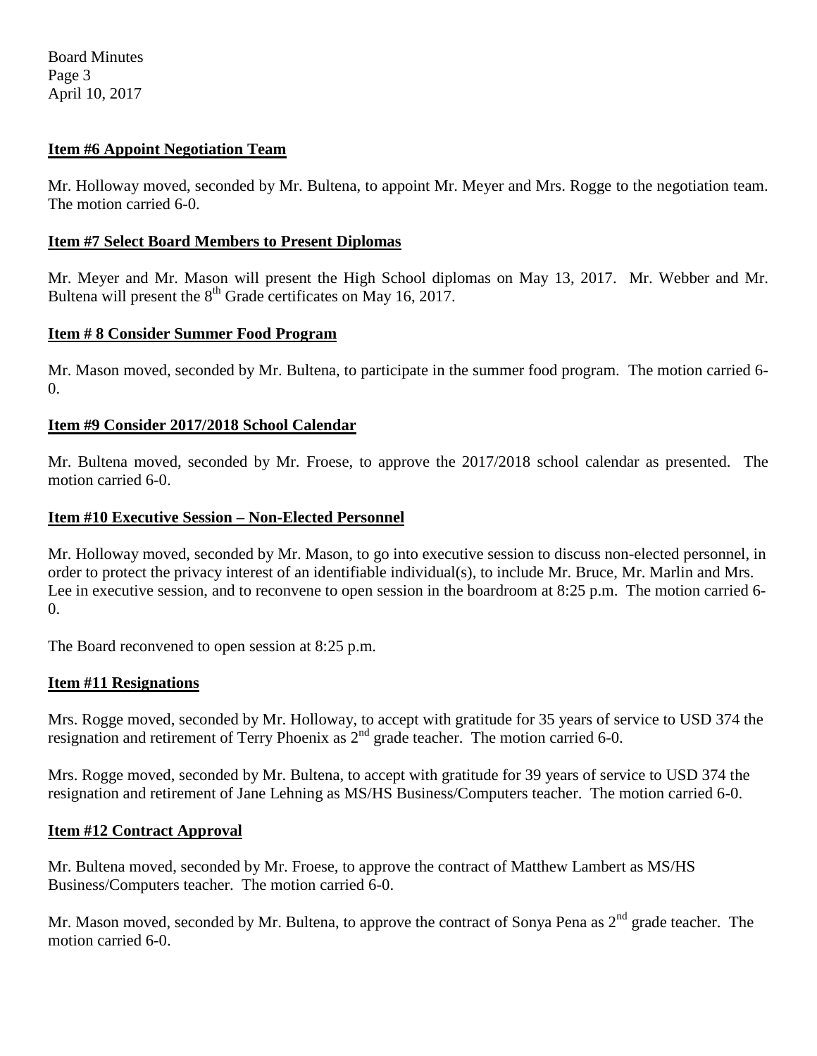**Item #6 Appoint Negotiation Team**

Mr. Holloway moved, seconded by Mr. Bultena, to appoint Mr. Meyer and Mrs. Rogge to the negotiation team. The motion carried 6-0.

**Item #7 Select Board Members to Present Diplomas**

Mr. Meyer and Mr. Mason will present the High School diplomas on May 13, 2017. Mr. Webber and Mr. Bultena will present the 8th Grade certificates on May 16, 2017.

**Item # 8 Consider Summer Food Program**

Mr. Mason moved, seconded by Mr. Bultena, to participate in the summer food program. The motion carried 6-0.

**Item #9 Consider 2017/2018 School Calendar**

Mr. Bultena moved, seconded by Mr. Froese, to approve the 2017/2018 school calendar as presented. The motion carried 6-0.

**Item #10 Executive Session – Non-Elected Personnel**

Mr. Holloway moved, seconded by Mr. Mason, to go into executive session to discuss non-elected personnel, in order to protect the privacy interest of an identifiable individual(s), to include Mr. Bruce, Mr. Marlin and Mrs. Lee in executive session, and to reconvene to open session in the boardroom at 8:25 p.m. The motion carried 6-0.

The Board reconvened to open session at 8:25 p.m.

**Item #11 Resignations**

Mrs. Rogge moved, seconded by Mr. Holloway, to accept with gratitude for 35 years of service to USD 374 the resignation and retirement of Terry Phoenix as 2nd grade teacher. The motion carried 6-0.

Mrs. Rogge moved, seconded by Mr. Bultena, to accept with gratitude for 39 years of service to USD 374 the resignation and retirement of Jane Lehning as MS/HS Business/Computers teacher. The motion carried 6-0.

**Item #12 Contract Approval**

Mr. Bultena moved, seconded by Mr. Froese, to approve the contract of Matthew Lambert as MS/HS Business/Computers teacher. The motion carried 6-0.

Mr. Mason moved, seconded by Mr. Bultena, to approve the contract of Sonya Pena as 2nd grade teacher. The motion carried 6-0.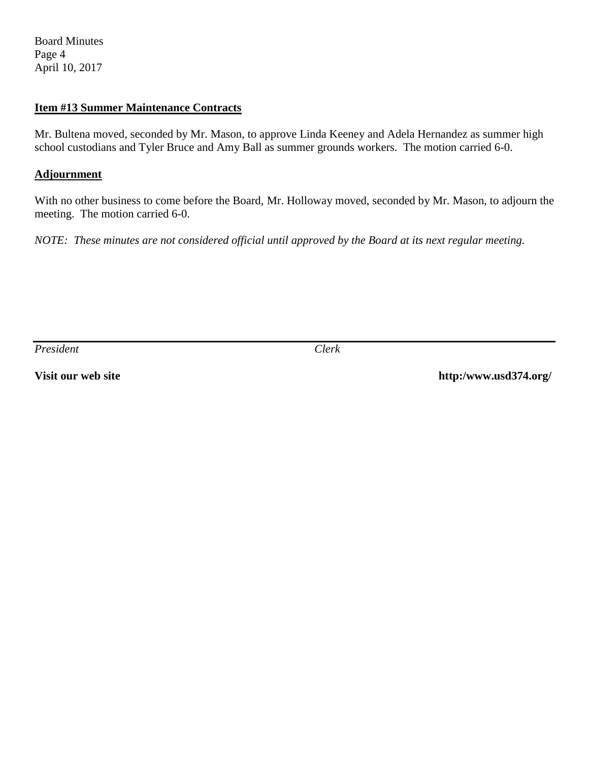**Item #13 Summer Maintenance Contracts**

Mr. Bultena moved, seconded by Mr. Mason, to approve Linda Keeney and Adela Hernandez as summer high school custodians and Tyler Bruce and Amy Ball as summer grounds workers. The motion carried 6-0.

**Adjournment**

With no other business to come before the Board, Mr. Holloway moved, seconded by Mr. Mason, to adjourn the meeting. The motion carried 6-0.

*NOTE: These minutes are not considered official until approved by the Board at its next regular meeting.*

*President* *Clerk*

**Visit our web site** **http:/www.usd374.org/**